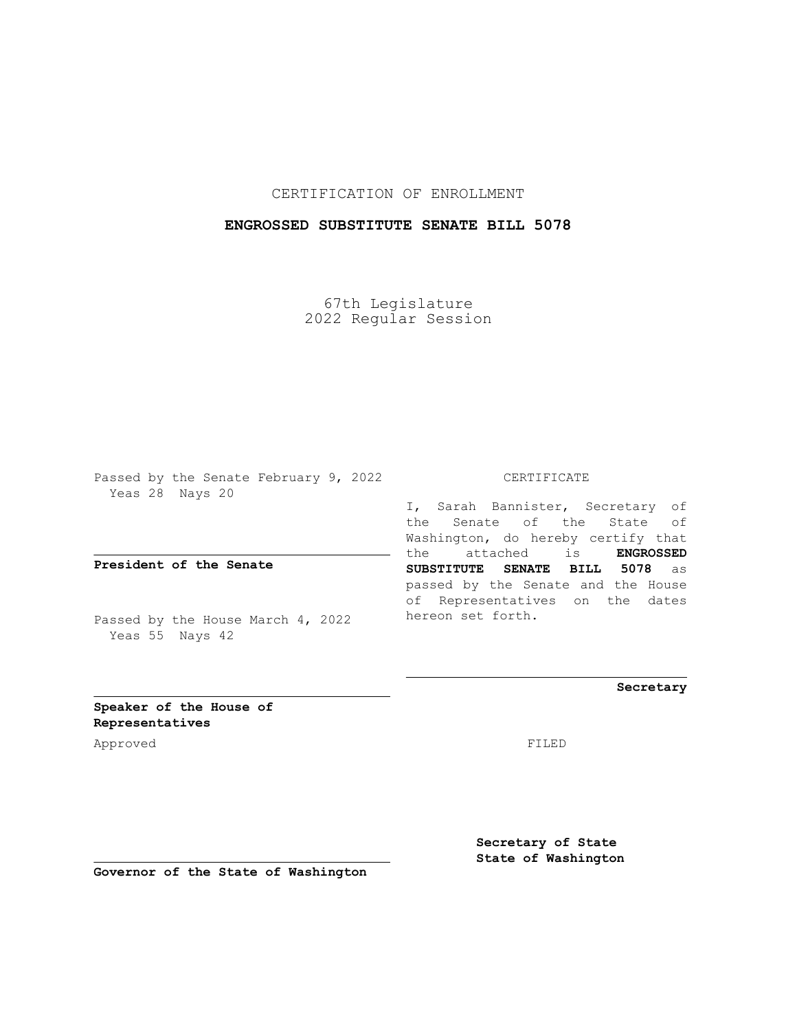CERTIFICATION OF ENROLLMENT

**ENGROSSED SUBSTITUTE SENATE BILL 5078**

67th Legislature
2022 Regular Session

Passed by the Senate February 9, 2022
Yeas 28 Nays 20

**President of the Senate**

Passed by the House March 4, 2022
Yeas 55 Nays 42

**Speaker of the House of Representatives**

Approved

**Governor of the State of Washington**

CERTIFICATE

I, Sarah Bannister, Secretary of the Senate of the State of Washington, do hereby certify that the attached is **ENGROSSED SUBSTITUTE SENATE BILL 5078** as passed by the Senate and the House of Representatives on the dates hereon set forth.

**Secretary**

FILED

**Secretary of State**
**State of Washington**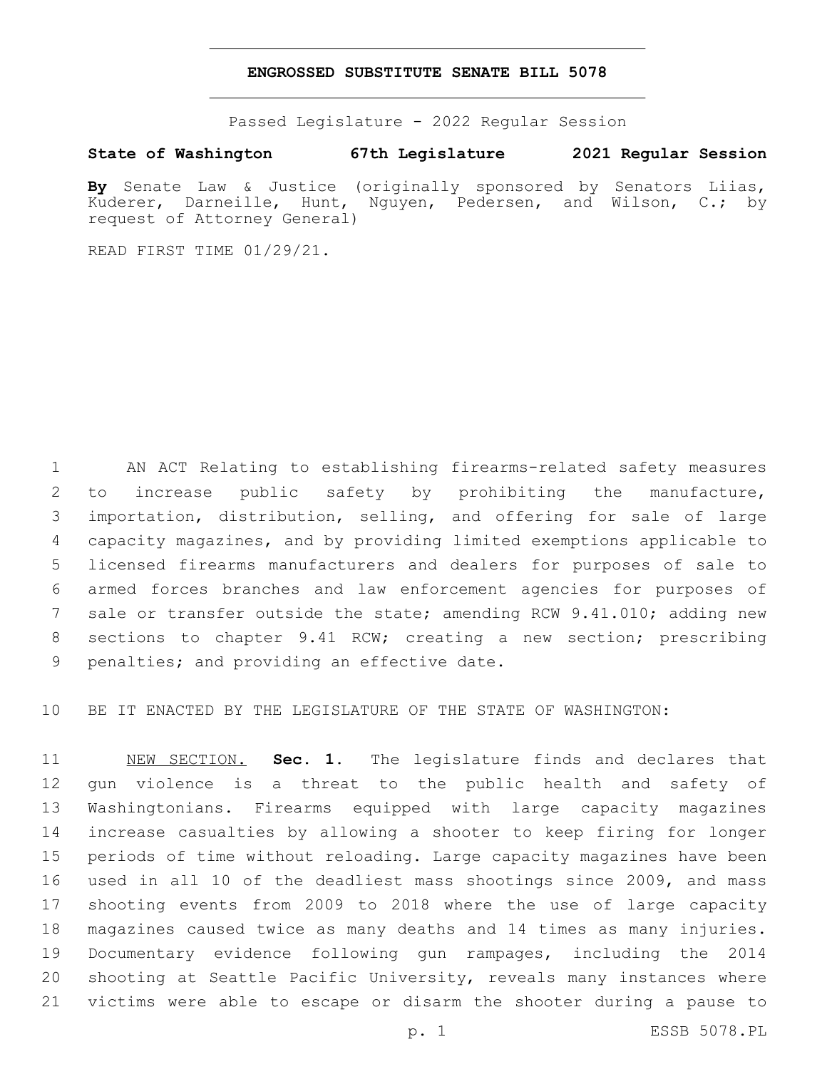# ENGROSSED SUBSTITUTE SENATE BILL 5078

Passed Legislature - 2022 Regular Session

**State of Washington 67th Legislature 2021 Regular Session**

**By** Senate Law & Justice (originally sponsored by Senators Liias, Kuderer, Darneille, Hunt, Nguyen, Pedersen, and Wilson, C.; by request of Attorney General)

READ FIRST TIME 01/29/21.

AN ACT Relating to establishing firearms-related safety measures to increase public safety by prohibiting the manufacture, importation, distribution, selling, and offering for sale of large capacity magazines, and by providing limited exemptions applicable to licensed firearms manufacturers and dealers for purposes of sale to armed forces branches and law enforcement agencies for purposes of sale or transfer outside the state; amending RCW 9.41.010; adding new sections to chapter 9.41 RCW; creating a new section; prescribing penalties; and providing an effective date.

BE IT ENACTED BY THE LEGISLATURE OF THE STATE OF WASHINGTON:

NEW SECTION. **Sec. 1.** The legislature finds and declares that gun violence is a threat to the public health and safety of Washingtonians. Firearms equipped with large capacity magazines increase casualties by allowing a shooter to keep firing for longer periods of time without reloading. Large capacity magazines have been used in all 10 of the deadliest mass shootings since 2009, and mass shooting events from 2009 to 2018 where the use of large capacity magazines caused twice as many deaths and 14 times as many injuries. Documentary evidence following gun rampages, including the 2014 shooting at Seattle Pacific University, reveals many instances where victims were able to escape or disarm the shooter during a pause to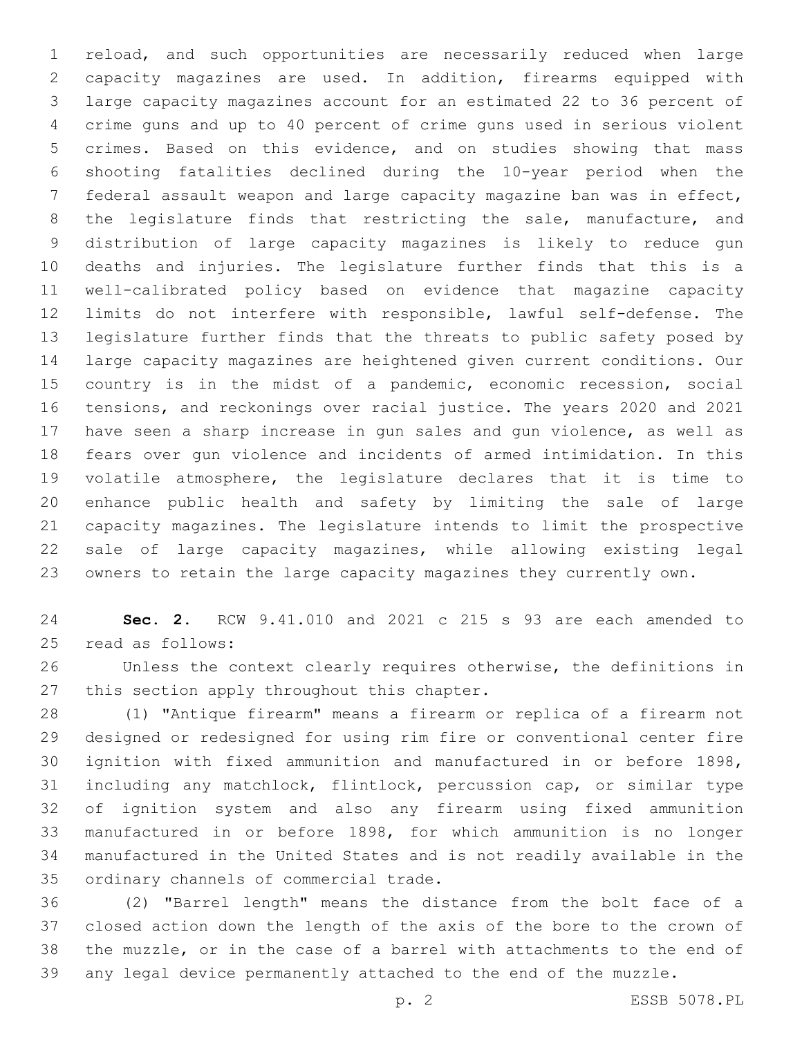reload, and such opportunities are necessarily reduced when large capacity magazines are used. In addition, firearms equipped with large capacity magazines account for an estimated 22 to 36 percent of crime guns and up to 40 percent of crime guns used in serious violent crimes. Based on this evidence, and on studies showing that mass shooting fatalities declined during the 10-year period when the federal assault weapon and large capacity magazine ban was in effect, the legislature finds that restricting the sale, manufacture, and distribution of large capacity magazines is likely to reduce gun deaths and injuries. The legislature further finds that this is a well-calibrated policy based on evidence that magazine capacity limits do not interfere with responsible, lawful self-defense. The legislature further finds that the threats to public safety posed by large capacity magazines are heightened given current conditions. Our country is in the midst of a pandemic, economic recession, social tensions, and reckonings over racial justice. The years 2020 and 2021 have seen a sharp increase in gun sales and gun violence, as well as fears over gun violence and incidents of armed intimidation. In this volatile atmosphere, the legislature declares that it is time to enhance public health and safety by limiting the sale of large capacity magazines. The legislature intends to limit the prospective sale of large capacity magazines, while allowing existing legal owners to retain the large capacity magazines they currently own.

**Sec. 2.** RCW 9.41.010 and 2021 c 215 s 93 are each amended to read as follows:

Unless the context clearly requires otherwise, the definitions in this section apply throughout this chapter.

(1) "Antique firearm" means a firearm or replica of a firearm not designed or redesigned for using rim fire or conventional center fire ignition with fixed ammunition and manufactured in or before 1898, including any matchlock, flintlock, percussion cap, or similar type of ignition system and also any firearm using fixed ammunition manufactured in or before 1898, for which ammunition is no longer manufactured in the United States and is not readily available in the ordinary channels of commercial trade.

(2) "Barrel length" means the distance from the bolt face of a closed action down the length of the axis of the bore to the crown of the muzzle, or in the case of a barrel with attachments to the end of any legal device permanently attached to the end of the muzzle.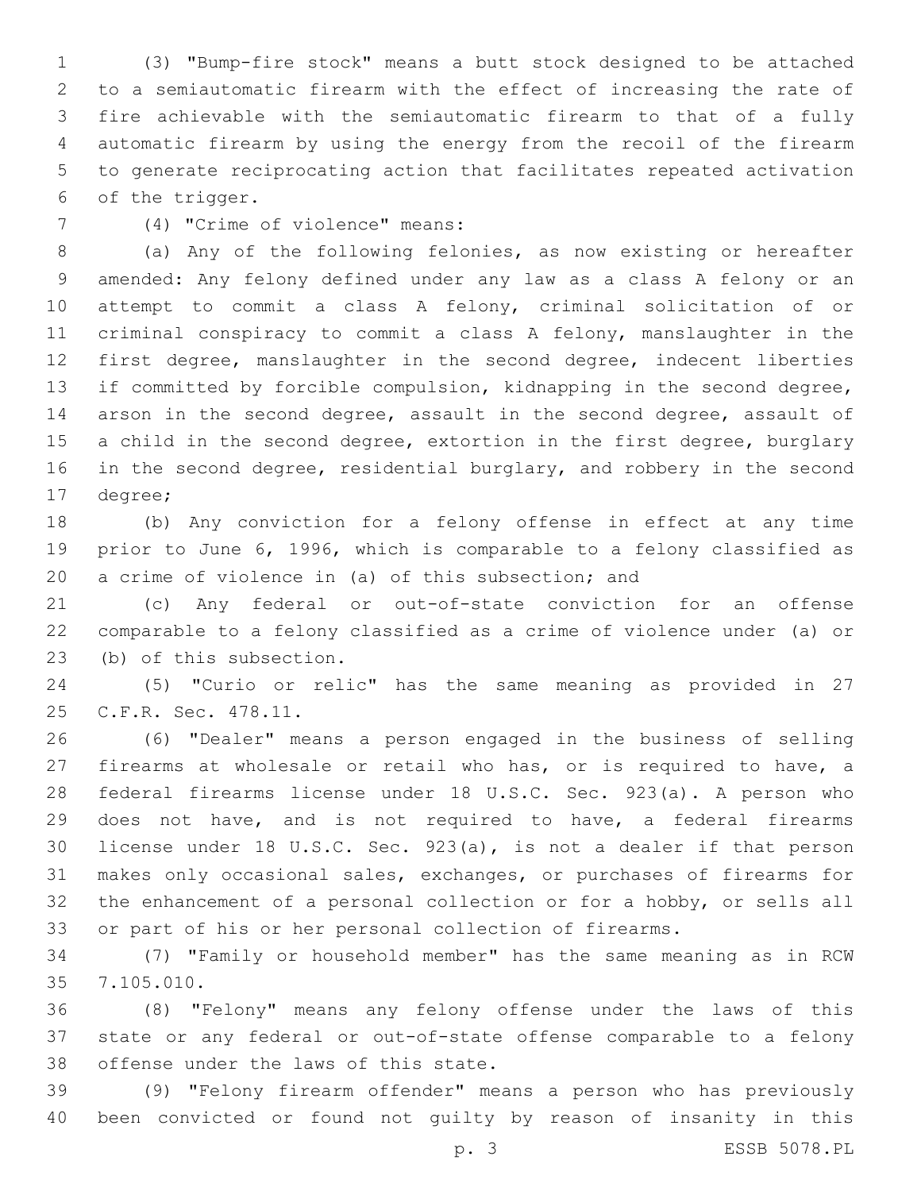(3) "Bump-fire stock" means a butt stock designed to be attached to a semiautomatic firearm with the effect of increasing the rate of fire achievable with the semiautomatic firearm to that of a fully automatic firearm by using the energy from the recoil of the firearm to generate reciprocating action that facilitates repeated activation of the trigger.

(4) "Crime of violence" means:

(a) Any of the following felonies, as now existing or hereafter amended: Any felony defined under any law as a class A felony or an attempt to commit a class A felony, criminal solicitation of or criminal conspiracy to commit a class A felony, manslaughter in the first degree, manslaughter in the second degree, indecent liberties if committed by forcible compulsion, kidnapping in the second degree, arson in the second degree, assault in the second degree, assault of a child in the second degree, extortion in the first degree, burglary in the second degree, residential burglary, and robbery in the second degree;

(b) Any conviction for a felony offense in effect at any time prior to June 6, 1996, which is comparable to a felony classified as a crime of violence in (a) of this subsection; and

(c) Any federal or out-of-state conviction for an offense comparable to a felony classified as a crime of violence under (a) or (b) of this subsection.

(5) "Curio or relic" has the same meaning as provided in 27 C.F.R. Sec. 478.11.

(6) "Dealer" means a person engaged in the business of selling firearms at wholesale or retail who has, or is required to have, a federal firearms license under 18 U.S.C. Sec. 923(a). A person who does not have, and is not required to have, a federal firearms license under 18 U.S.C. Sec. 923(a), is not a dealer if that person makes only occasional sales, exchanges, or purchases of firearms for the enhancement of a personal collection or for a hobby, or sells all or part of his or her personal collection of firearms.

(7) "Family or household member" has the same meaning as in RCW 7.105.010.

(8) "Felony" means any felony offense under the laws of this state or any federal or out-of-state offense comparable to a felony offense under the laws of this state.

(9) "Felony firearm offender" means a person who has previously been convicted or found not guilty by reason of insanity in this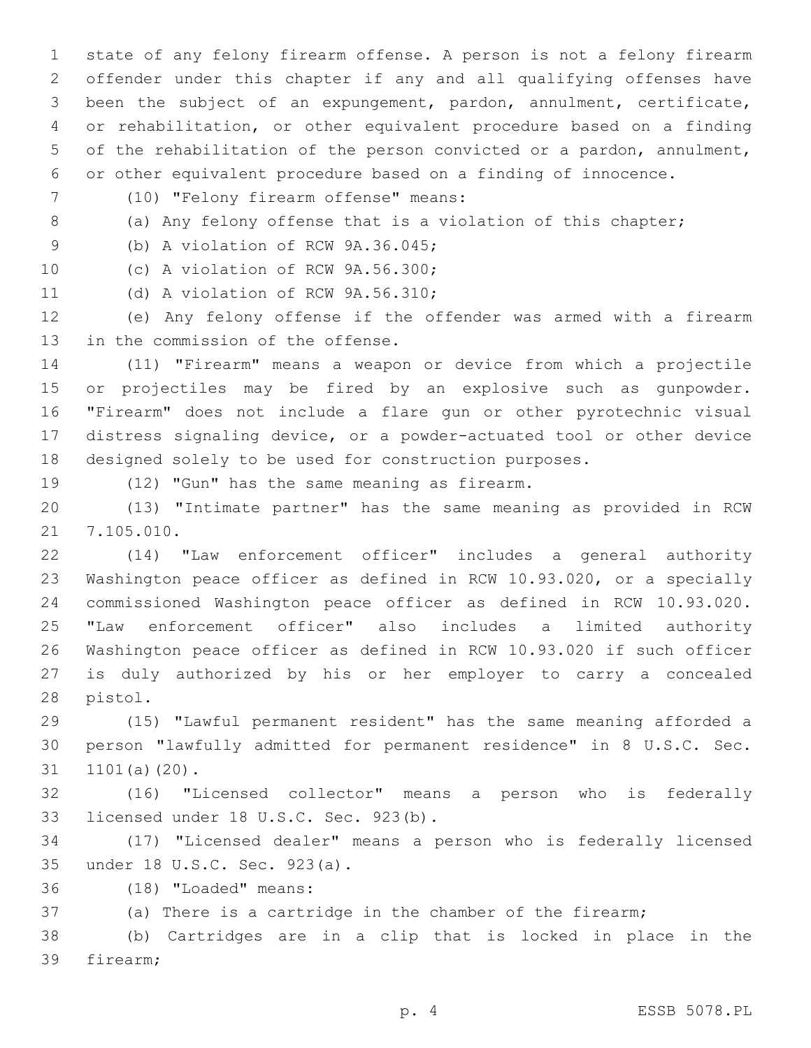state of any felony firearm offense. A person is not a felony firearm offender under this chapter if any and all qualifying offenses have been the subject of an expungement, pardon, annulment, certificate, or rehabilitation, or other equivalent procedure based on a finding of the rehabilitation of the person convicted or a pardon, annulment, or other equivalent procedure based on a finding of innocence.

(10) "Felony firearm offense" means:

(a) Any felony offense that is a violation of this chapter;

(b) A violation of RCW 9A.36.045;

(c) A violation of RCW 9A.56.300;

(d) A violation of RCW 9A.56.310;

(e) Any felony offense if the offender was armed with a firearm in the commission of the offense.

(11) "Firearm" means a weapon or device from which a projectile or projectiles may be fired by an explosive such as gunpowder. "Firearm" does not include a flare gun or other pyrotechnic visual distress signaling device, or a powder-actuated tool or other device designed solely to be used for construction purposes.

(12) "Gun" has the same meaning as firearm.

(13) "Intimate partner" has the same meaning as provided in RCW 7.105.010.

(14) "Law enforcement officer" includes a general authority Washington peace officer as defined in RCW 10.93.020, or a specially commissioned Washington peace officer as defined in RCW 10.93.020. "Law enforcement officer" also includes a limited authority Washington peace officer as defined in RCW 10.93.020 if such officer is duly authorized by his or her employer to carry a concealed pistol.

(15) "Lawful permanent resident" has the same meaning afforded a person "lawfully admitted for permanent residence" in 8 U.S.C. Sec. 1101(a)(20).

(16) "Licensed collector" means a person who is federally licensed under 18 U.S.C. Sec. 923(b).

(17) "Licensed dealer" means a person who is federally licensed under 18 U.S.C. Sec. 923(a).

(18) "Loaded" means:

(a) There is a cartridge in the chamber of the firearm;

(b) Cartridges are in a clip that is locked in place in the firearm;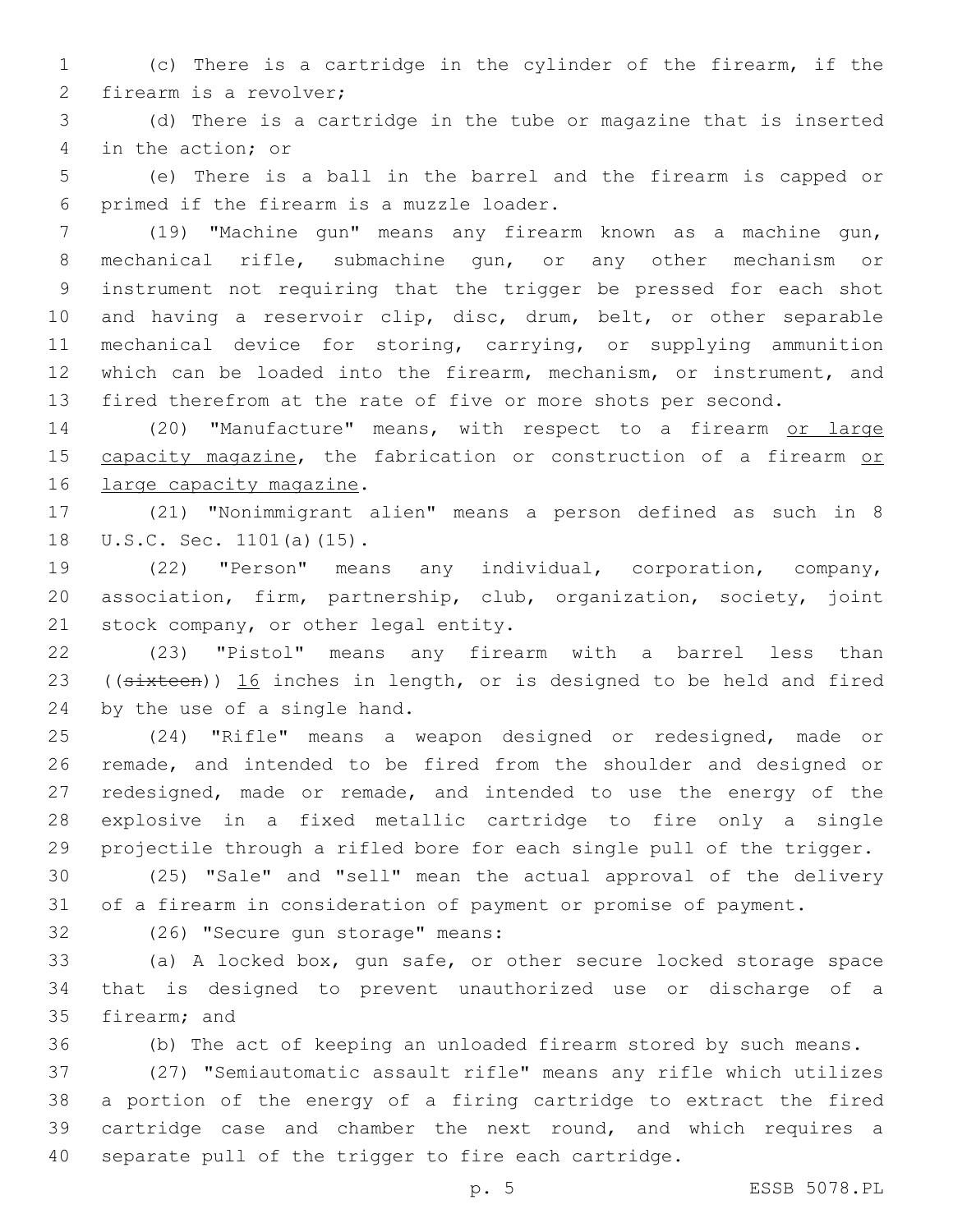(c) There is a cartridge in the cylinder of the firearm, if the firearm is a revolver;

(d) There is a cartridge in the tube or magazine that is inserted in the action; or

(e) There is a ball in the barrel and the firearm is capped or primed if the firearm is a muzzle loader.

(19) "Machine gun" means any firearm known as a machine gun, mechanical rifle, submachine gun, or any other mechanism or instrument not requiring that the trigger be pressed for each shot and having a reservoir clip, disc, drum, belt, or other separable mechanical device for storing, carrying, or supplying ammunition which can be loaded into the firearm, mechanism, or instrument, and fired therefrom at the rate of five or more shots per second.

(20) "Manufacture" means, with respect to a firearm <u>or large capacity magazine</u>, the fabrication or construction of a firearm <u>or large capacity magazine</u>.

(21) "Nonimmigrant alien" means a person defined as such in 8 U.S.C. Sec. 1101(a)(15).

(22) "Person" means any individual, corporation, company, association, firm, partnership, club, organization, society, joint stock company, or other legal entity.

(23) "Pistol" means any firearm with a barrel less than ((~~sixteen~~)) <u>16</u> inches in length, or is designed to be held and fired by the use of a single hand.

(24) "Rifle" means a weapon designed or redesigned, made or remade, and intended to be fired from the shoulder and designed or redesigned, made or remade, and intended to use the energy of the explosive in a fixed metallic cartridge to fire only a single projectile through a rifled bore for each single pull of the trigger.

(25) "Sale" and "sell" mean the actual approval of the delivery of a firearm in consideration of payment or promise of payment.

(26) "Secure gun storage" means:

(a) A locked box, gun safe, or other secure locked storage space that is designed to prevent unauthorized use or discharge of a firearm; and

(b) The act of keeping an unloaded firearm stored by such means.

(27) "Semiautomatic assault rifle" means any rifle which utilizes a portion of the energy of a firing cartridge to extract the fired cartridge case and chamber the next round, and which requires a separate pull of the trigger to fire each cartridge.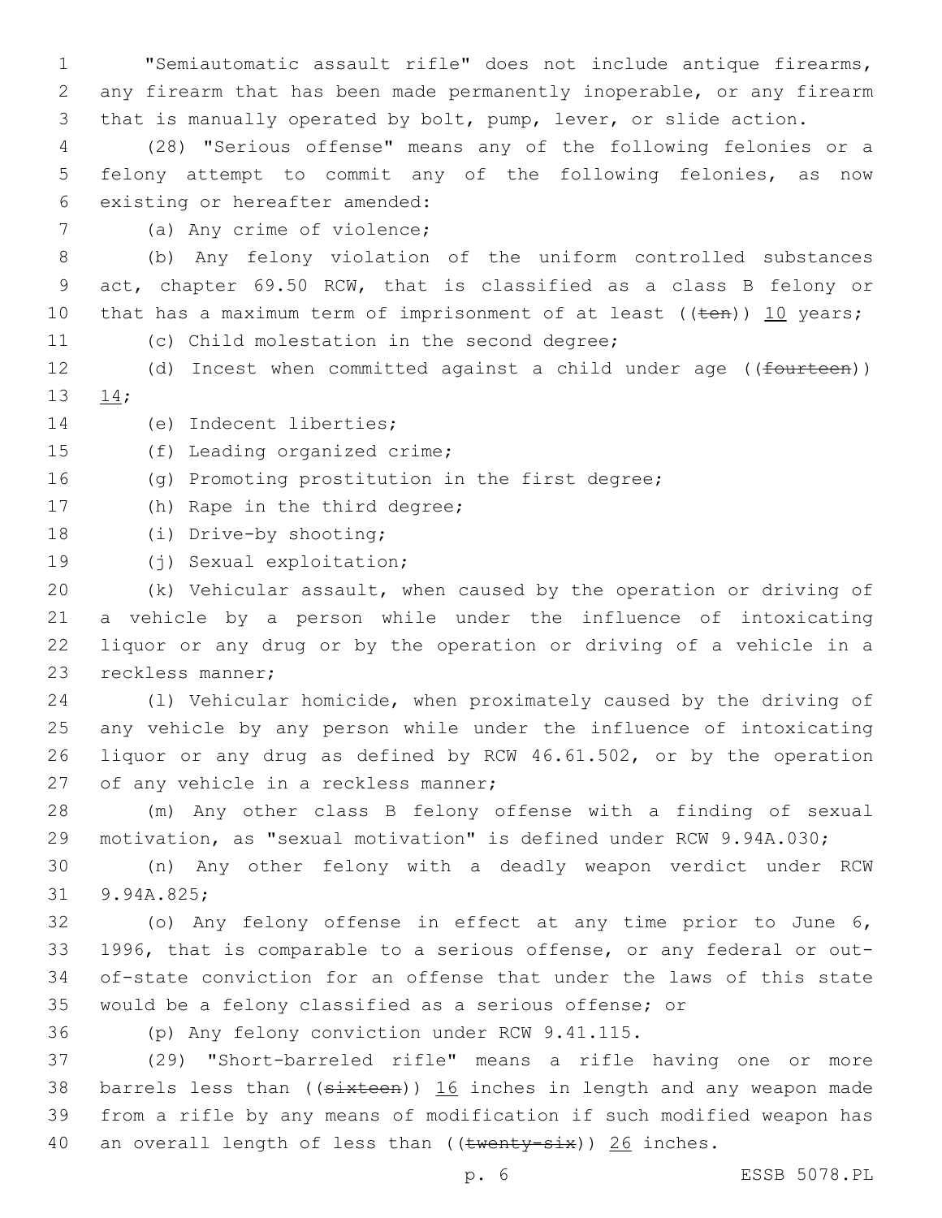"Semiautomatic assault rifle" does not include antique firearms, any firearm that has been made permanently inoperable, or any firearm that is manually operated by bolt, pump, lever, or slide action.

(28) "Serious offense" means any of the following felonies or a felony attempt to commit any of the following felonies, as now existing or hereafter amended:

(a) Any crime of violence;

(b) Any felony violation of the uniform controlled substances act, chapter 69.50 RCW, that is classified as a class B felony or that has a maximum term of imprisonment of at least ((~~ten~~)) <u>10</u> years;

(c) Child molestation in the second degree;

(d) Incest when committed against a child under age ((~~fourteen~~)) <u>14</u>;

(e) Indecent liberties;

(f) Leading organized crime;

(g) Promoting prostitution in the first degree;

(h) Rape in the third degree;

(i) Drive-by shooting;

(j) Sexual exploitation;

(k) Vehicular assault, when caused by the operation or driving of a vehicle by a person while under the influence of intoxicating liquor or any drug or by the operation or driving of a vehicle in a reckless manner;

(l) Vehicular homicide, when proximately caused by the driving of any vehicle by any person while under the influence of intoxicating liquor or any drug as defined by RCW 46.61.502, or by the operation of any vehicle in a reckless manner;

(m) Any other class B felony offense with a finding of sexual motivation, as "sexual motivation" is defined under RCW 9.94A.030;

(n) Any other felony with a deadly weapon verdict under RCW 9.94A.825;

(o) Any felony offense in effect at any time prior to June 6, 1996, that is comparable to a serious offense, or any federal or out-of-state conviction for an offense that under the laws of this state would be a felony classified as a serious offense; or

(p) Any felony conviction under RCW 9.41.115.

(29) "Short-barreled rifle" means a rifle having one or more barrels less than ((~~sixteen~~)) <u>16</u> inches in length and any weapon made from a rifle by any means of modification if such modified weapon has an overall length of less than ((~~twenty-six~~)) <u>26</u> inches.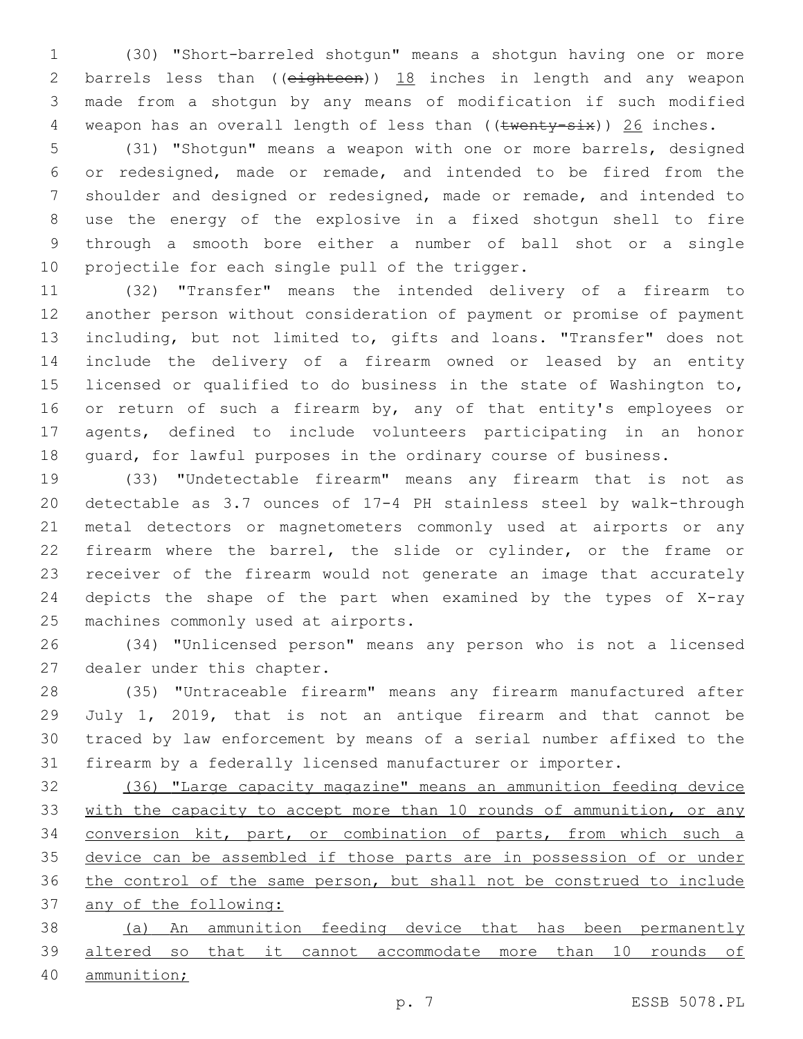(30) "Short-barreled shotgun" means a shotgun having one or more barrels less than ((~~eighteen~~)) <u>18</u> inches in length and any weapon made from a shotgun by any means of modification if such modified weapon has an overall length of less than ((~~twenty-six~~)) <u>26</u> inches.

(31) "Shotgun" means a weapon with one or more barrels, designed or redesigned, made or remade, and intended to be fired from the shoulder and designed or redesigned, made or remade, and intended to use the energy of the explosive in a fixed shotgun shell to fire through a smooth bore either a number of ball shot or a single projectile for each single pull of the trigger.

(32) "Transfer" means the intended delivery of a firearm to another person without consideration of payment or promise of payment including, but not limited to, gifts and loans. "Transfer" does not include the delivery of a firearm owned or leased by an entity licensed or qualified to do business in the state of Washington to, or return of such a firearm by, any of that entity's employees or agents, defined to include volunteers participating in an honor guard, for lawful purposes in the ordinary course of business.

(33) "Undetectable firearm" means any firearm that is not as detectable as 3.7 ounces of 17-4 PH stainless steel by walk-through metal detectors or magnetometers commonly used at airports or any firearm where the barrel, the slide or cylinder, or the frame or receiver of the firearm would not generate an image that accurately depicts the shape of the part when examined by the types of X-ray machines commonly used at airports.

(34) "Unlicensed person" means any person who is not a licensed dealer under this chapter.

(35) "Untraceable firearm" means any firearm manufactured after July 1, 2019, that is not an antique firearm and that cannot be traced by law enforcement by means of a serial number affixed to the firearm by a federally licensed manufacturer or importer.

<u>(36) "Large capacity magazine" means an ammunition feeding device with the capacity to accept more than 10 rounds of ammunition, or any conversion kit, part, or combination of parts, from which such a device can be assembled if those parts are in possession of or under the control of the same person, but shall not be construed to include any of the following:</u>

<u>(a) An ammunition feeding device that has been permanently altered so that it cannot accommodate more than 10 rounds of ammunition;</u>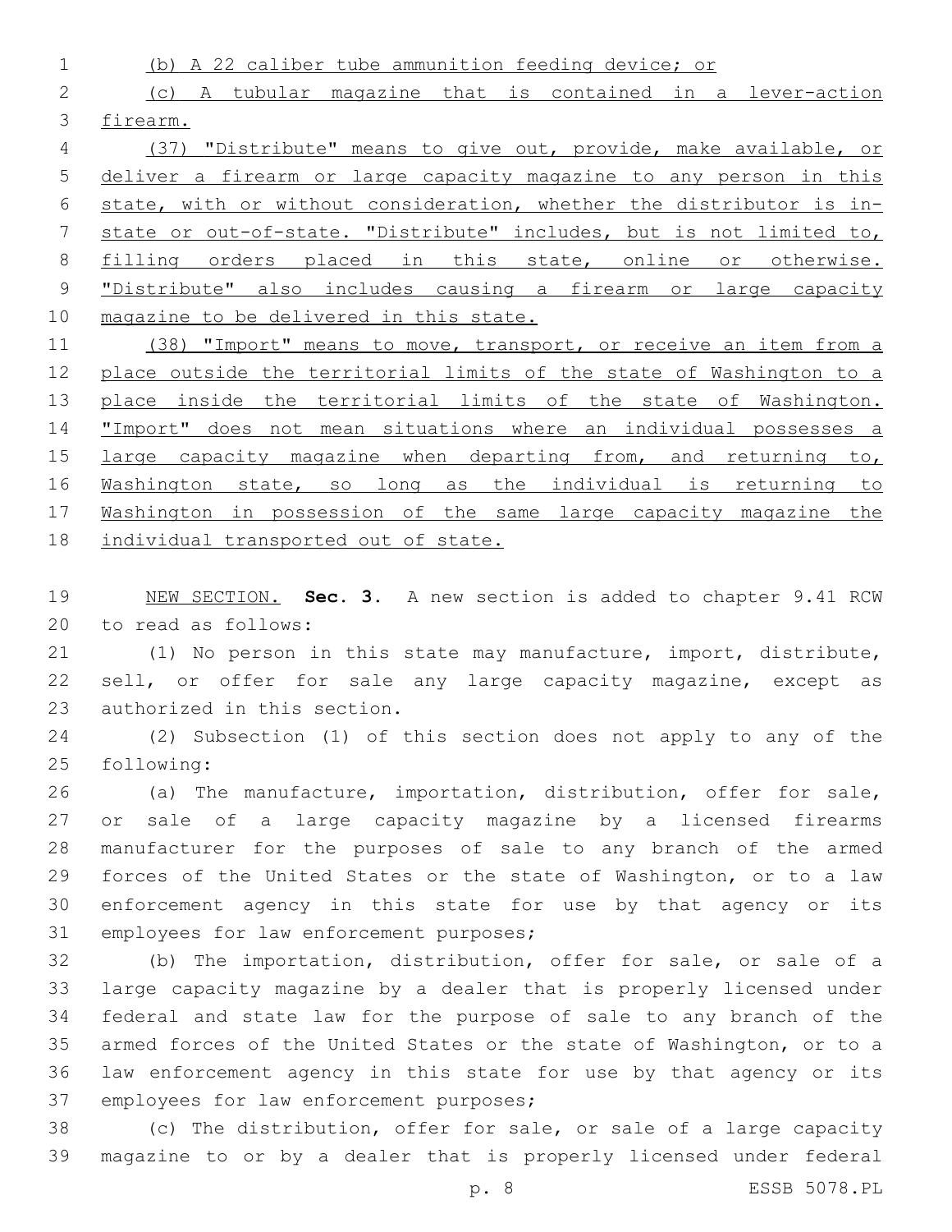(b) A 22 caliber tube ammunition feeding device; or

(c) A tubular magazine that is contained in a lever-action firearm.

(37) "Distribute" means to give out, provide, make available, or deliver a firearm or large capacity magazine to any person in this state, with or without consideration, whether the distributor is in-state or out-of-state. "Distribute" includes, but is not limited to, filling orders placed in this state, online or otherwise. "Distribute" also includes causing a firearm or large capacity magazine to be delivered in this state.

(38) "Import" means to move, transport, or receive an item from a place outside the territorial limits of the state of Washington to a place inside the territorial limits of the state of Washington. "Import" does not mean situations where an individual possesses a large capacity magazine when departing from, and returning to, Washington state, so long as the individual is returning to Washington in possession of the same large capacity magazine the individual transported out of state.

NEW SECTION. **Sec. 3.** A new section is added to chapter 9.41 RCW to read as follows:

(1) No person in this state may manufacture, import, distribute, sell, or offer for sale any large capacity magazine, except as authorized in this section.

(2) Subsection (1) of this section does not apply to any of the following:

(a) The manufacture, importation, distribution, offer for sale, or sale of a large capacity magazine by a licensed firearms manufacturer for the purposes of sale to any branch of the armed forces of the United States or the state of Washington, or to a law enforcement agency in this state for use by that agency or its employees for law enforcement purposes;

(b) The importation, distribution, offer for sale, or sale of a large capacity magazine by a dealer that is properly licensed under federal and state law for the purpose of sale to any branch of the armed forces of the United States or the state of Washington, or to a law enforcement agency in this state for use by that agency or its employees for law enforcement purposes;

(c) The distribution, offer for sale, or sale of a large capacity magazine to or by a dealer that is properly licensed under federal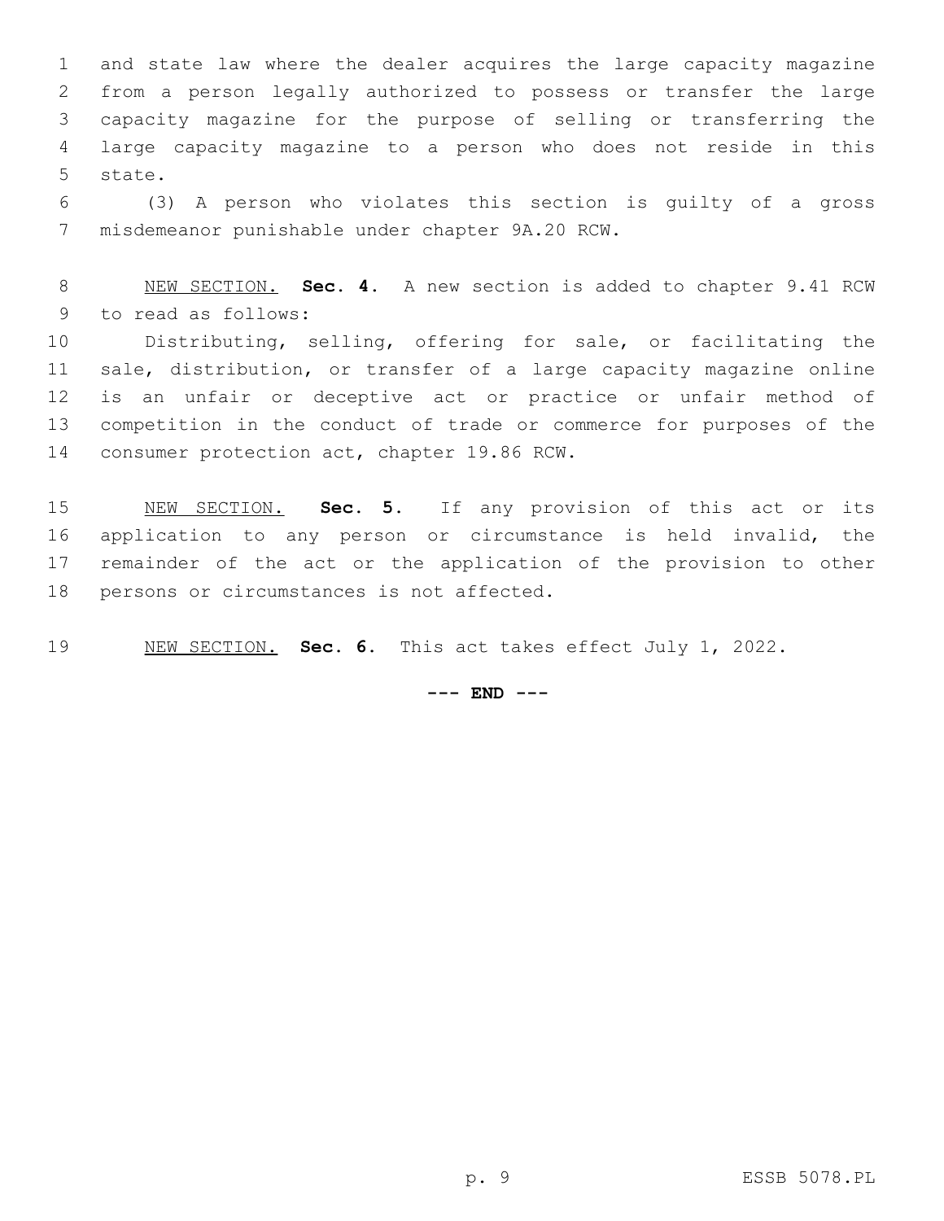and state law where the dealer acquires the large capacity magazine from a person legally authorized to possess or transfer the large capacity magazine for the purpose of selling or transferring the large capacity magazine to a person who does not reside in this state.

(3) A person who violates this section is guilty of a gross misdemeanor punishable under chapter 9A.20 RCW.

NEW SECTION. **Sec. 4.** A new section is added to chapter 9.41 RCW to read as follows:

Distributing, selling, offering for sale, or facilitating the sale, distribution, or transfer of a large capacity magazine online is an unfair or deceptive act or practice or unfair method of competition in the conduct of trade or commerce for purposes of the consumer protection act, chapter 19.86 RCW.

NEW SECTION. **Sec. 5.** If any provision of this act or its application to any person or circumstance is held invalid, the remainder of the act or the application of the provision to other persons or circumstances is not affected.

NEW SECTION. **Sec. 6.** This act takes effect July 1, 2022.

**--- END ---**